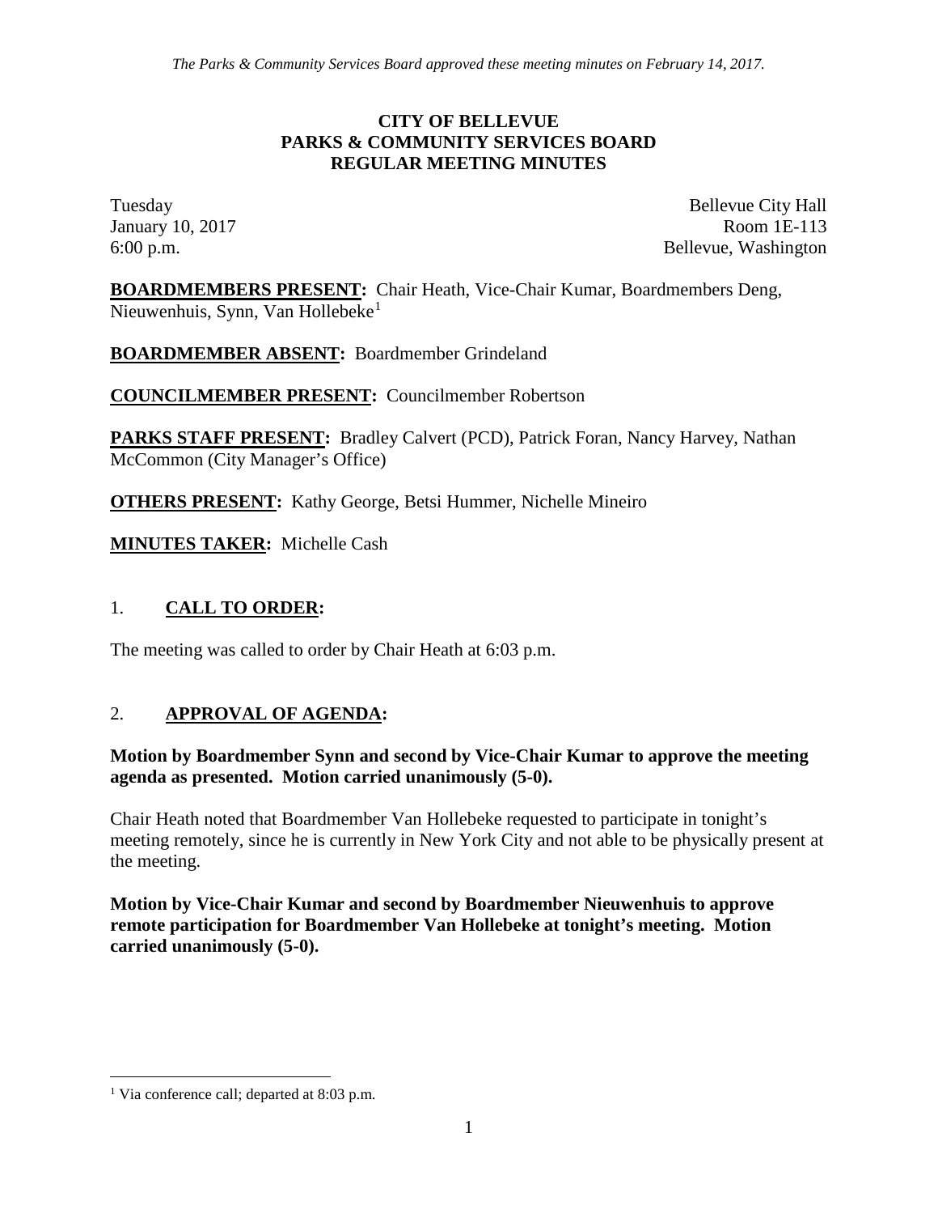*The Parks & Community Services Board approved these meeting minutes on February 14, 2017.*

# CITY OF BELLEVUE
# PARKS & COMMUNITY SERVICES BOARD
# REGULAR MEETING MINUTES

Tuesday
January 10, 2017
6:00 p.m.

Bellevue City Hall
Room 1E-113
Bellevue, Washington

**BOARDMEMBERS PRESENT:** Chair Heath, Vice-Chair Kumar, Boardmembers Deng, Nieuwenhuis, Synn, Van Hollebeke[1]

**BOARDMEMBER ABSENT:** Boardmember Grindeland

**COUNCILMEMBER PRESENT:** Councilmember Robertson

**PARKS STAFF PRESENT:** Bradley Calvert (PCD), Patrick Foran, Nancy Harvey, Nathan McCommon (City Manager's Office)

**OTHERS PRESENT:** Kathy George, Betsi Hummer, Nichelle Mineiro

**MINUTES TAKER:** Michelle Cash

## 1. CALL TO ORDER:

The meeting was called to order by Chair Heath at 6:03 p.m.

## 2. APPROVAL OF AGENDA:

**Motion by Boardmember Synn and second by Vice-Chair Kumar to approve the meeting agenda as presented. Motion carried unanimously (5-0).**

Chair Heath noted that Boardmember Van Hollebeke requested to participate in tonight's meeting remotely, since he is currently in New York City and not able to be physically present at the meeting.

**Motion by Vice-Chair Kumar and second by Boardmember Nieuwenhuis to approve remote participation for Boardmember Van Hollebeke at tonight's meeting. Motion carried unanimously (5-0).**

[1] Via conference call; departed at 8:03 p.m.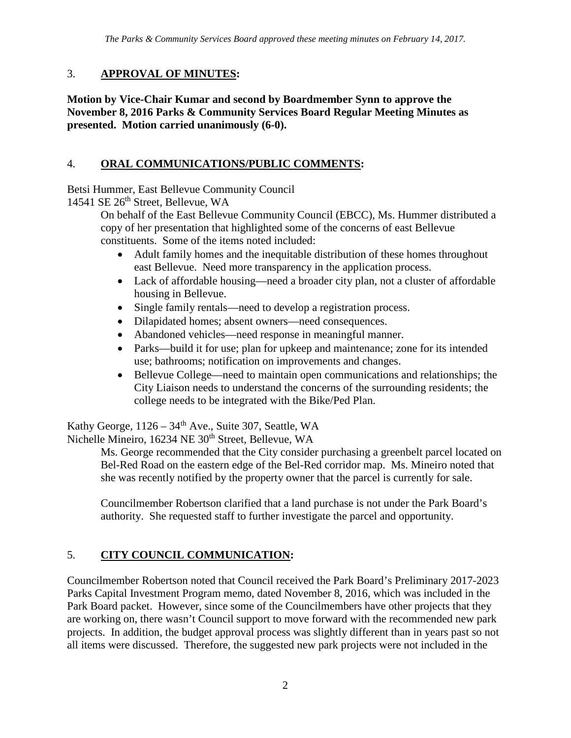## 3. **APPROVAL OF MINUTES:**

**Motion by Vice-Chair Kumar and second by Boardmember Synn to approve the November 8, 2016 Parks & Community Services Board Regular Meeting Minutes as presented. Motion carried unanimously (6-0).**

## 4. **ORAL COMMUNICATIONS/PUBLIC COMMENTS:**

Betsi Hummer, East Bellevue Community Council
14541 SE 26th Street, Bellevue, WA

On behalf of the East Bellevue Community Council (EBCC), Ms. Hummer distributed a copy of her presentation that highlighted some of the concerns of east Bellevue constituents. Some of the items noted included:

- Adult family homes and the inequitable distribution of these homes throughout east Bellevue. Need more transparency in the application process.
- Lack of affordable housing—need a broader city plan, not a cluster of affordable housing in Bellevue.
- Single family rentals—need to develop a registration process.
- Dilapidated homes; absent owners—need consequences.
- Abandoned vehicles—need response in meaningful manner.
- Parks—build it for use; plan for upkeep and maintenance; zone for its intended use; bathrooms; notification on improvements and changes.
- Bellevue College—need to maintain open communications and relationships; the City Liaison needs to understand the concerns of the surrounding residents; the college needs to be integrated with the Bike/Ped Plan.

Kathy George, 1126 – 34th Ave., Suite 307, Seattle, WA
Nichelle Mineiro, 16234 NE 30th Street, Bellevue, WA

Ms. George recommended that the City consider purchasing a greenbelt parcel located on Bel-Red Road on the eastern edge of the Bel-Red corridor map. Ms. Mineiro noted that she was recently notified by the property owner that the parcel is currently for sale.

Councilmember Robertson clarified that a land purchase is not under the Park Board's authority. She requested staff to further investigate the parcel and opportunity.

## 5. **CITY COUNCIL COMMUNICATION:**

Councilmember Robertson noted that Council received the Park Board's Preliminary 2017-2023 Parks Capital Investment Program memo, dated November 8, 2016, which was included in the Park Board packet. However, since some of the Councilmembers have other projects that they are working on, there wasn't Council support to move forward with the recommended new park projects. In addition, the budget approval process was slightly different than in years past so not all items were discussed. Therefore, the suggested new park projects were not included in the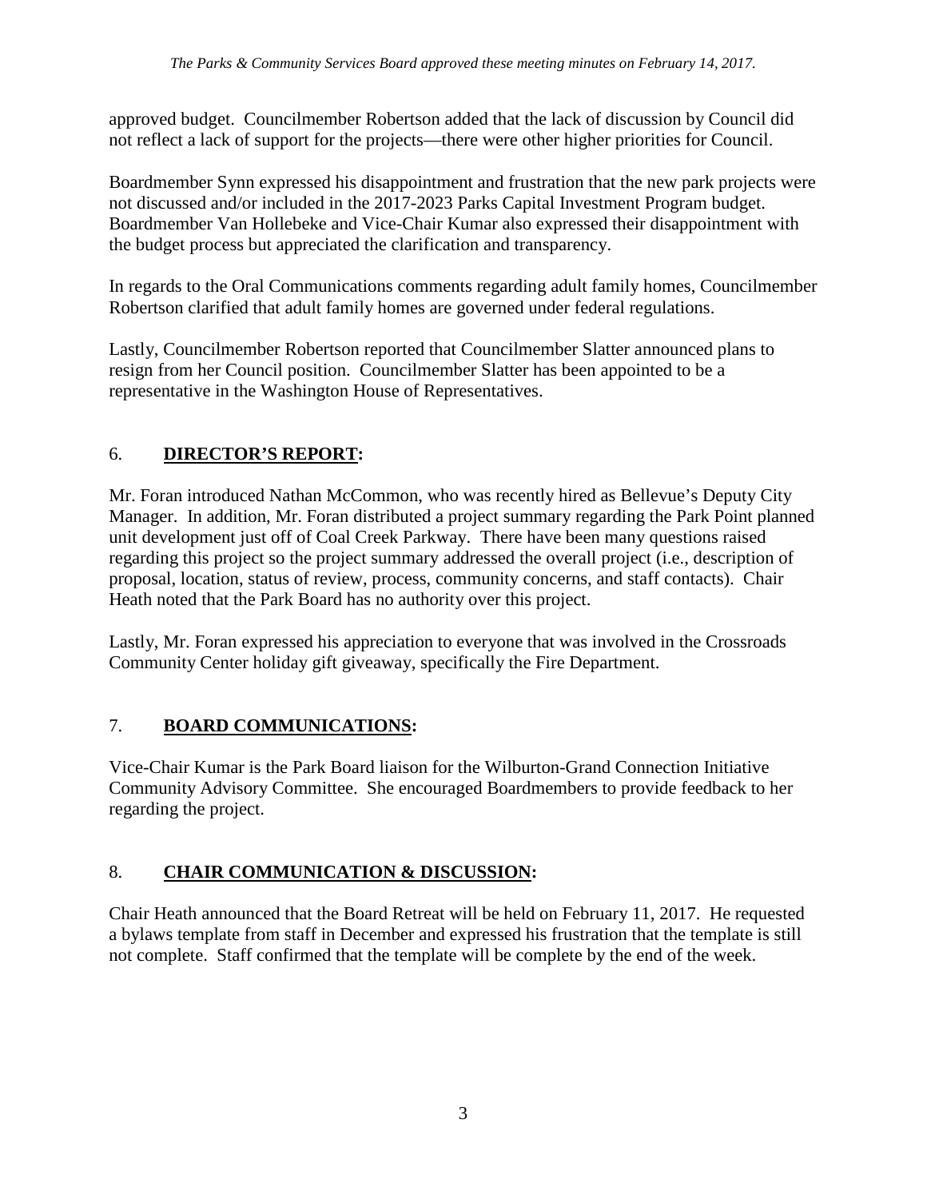approved budget. Councilmember Robertson added that the lack of discussion by Council did not reflect a lack of support for the projects—there were other higher priorities for Council.

Boardmember Synn expressed his disappointment and frustration that the new park projects were not discussed and/or included in the 2017-2023 Parks Capital Investment Program budget. Boardmember Van Hollebeke and Vice-Chair Kumar also expressed their disappointment with the budget process but appreciated the clarification and transparency.

In regards to the Oral Communications comments regarding adult family homes, Councilmember Robertson clarified that adult family homes are governed under federal regulations.

Lastly, Councilmember Robertson reported that Councilmember Slatter announced plans to resign from her Council position. Councilmember Slatter has been appointed to be a representative in the Washington House of Representatives.

## 6. **DIRECTOR'S REPORT:**

Mr. Foran introduced Nathan McCommon, who was recently hired as Bellevue's Deputy City Manager. In addition, Mr. Foran distributed a project summary regarding the Park Point planned unit development just off of Coal Creek Parkway. There have been many questions raised regarding this project so the project summary addressed the overall project (i.e., description of proposal, location, status of review, process, community concerns, and staff contacts). Chair Heath noted that the Park Board has no authority over this project.

Lastly, Mr. Foran expressed his appreciation to everyone that was involved in the Crossroads Community Center holiday gift giveaway, specifically the Fire Department.

## 7. **BOARD COMMUNICATIONS:**

Vice-Chair Kumar is the Park Board liaison for the Wilburton-Grand Connection Initiative Community Advisory Committee. She encouraged Boardmembers to provide feedback to her regarding the project.

## 8. **CHAIR COMMUNICATION & DISCUSSION:**

Chair Heath announced that the Board Retreat will be held on February 11, 2017. He requested a bylaws template from staff in December and expressed his frustration that the template is still not complete. Staff confirmed that the template will be complete by the end of the week.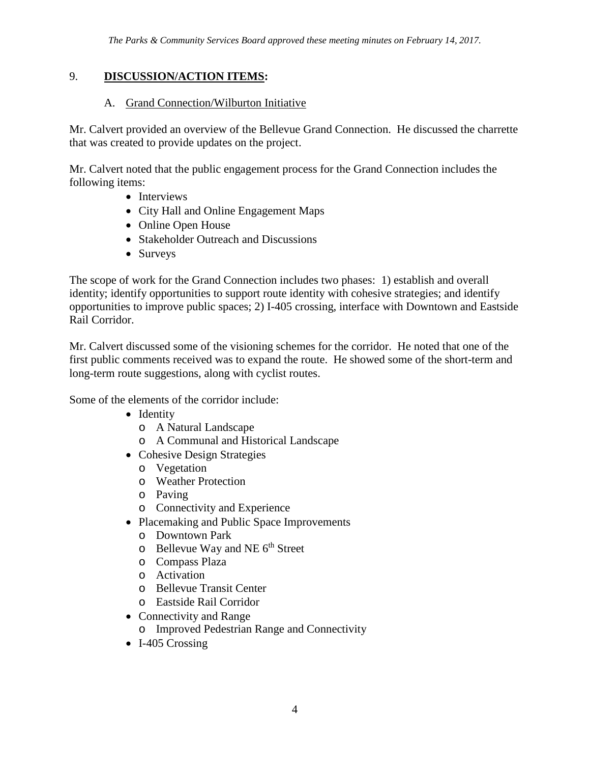*The Parks & Community Services Board approved these meeting minutes on February 14, 2017.*

## 9. **DISCUSSION/ACTION ITEMS:**

### A. Grand Connection/Wilburton Initiative

Mr. Calvert provided an overview of the Bellevue Grand Connection. He discussed the charrette that was created to provide updates on the project.

Mr. Calvert noted that the public engagement process for the Grand Connection includes the following items:

- Interviews
- City Hall and Online Engagement Maps
- Online Open House
- Stakeholder Outreach and Discussions
- Surveys

The scope of work for the Grand Connection includes two phases: 1) establish and overall identity; identify opportunities to support route identity with cohesive strategies; and identify opportunities to improve public spaces; 2) I-405 crossing, interface with Downtown and Eastside Rail Corridor.

Mr. Calvert discussed some of the visioning schemes for the corridor. He noted that one of the first public comments received was to expand the route. He showed some of the short-term and long-term route suggestions, along with cyclist routes.

Some of the elements of the corridor include:

- Identity
  - A Natural Landscape
  - A Communal and Historical Landscape
- Cohesive Design Strategies
  - Vegetation
  - Weather Protection
  - Paving
  - Connectivity and Experience
- Placemaking and Public Space Improvements
  - Downtown Park
  - Bellevue Way and NE 6th Street
  - Compass Plaza
  - Activation
  - Bellevue Transit Center
  - Eastside Rail Corridor
- Connectivity and Range
  - Improved Pedestrian Range and Connectivity
- I-405 Crossing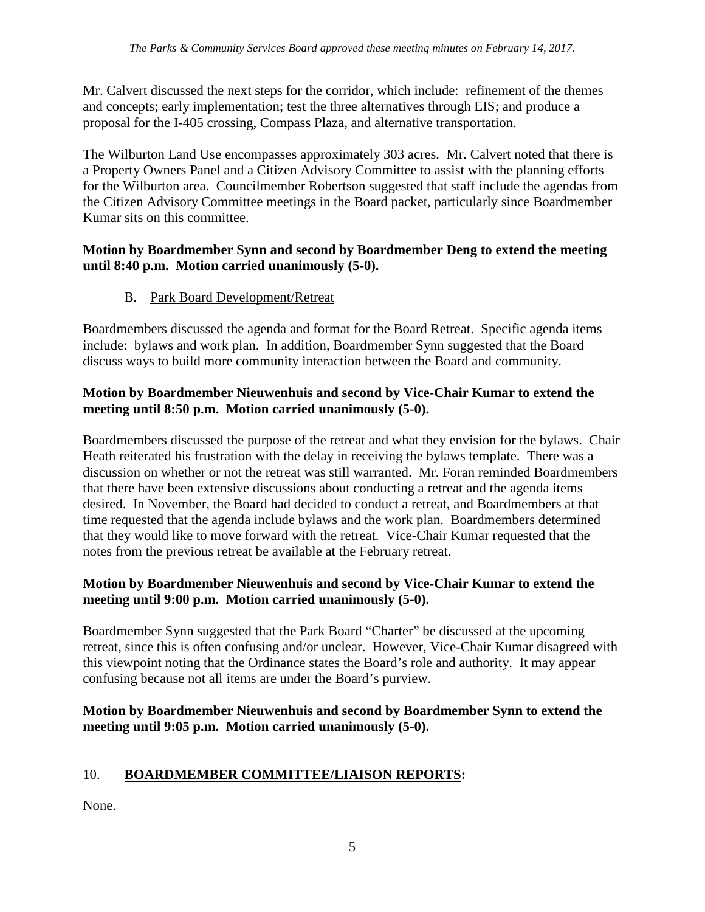Mr. Calvert discussed the next steps for the corridor, which include: refinement of the themes and concepts; early implementation; test the three alternatives through EIS; and produce a proposal for the I-405 crossing, Compass Plaza, and alternative transportation.

The Wilburton Land Use encompasses approximately 303 acres. Mr. Calvert noted that there is a Property Owners Panel and a Citizen Advisory Committee to assist with the planning efforts for the Wilburton area. Councilmember Robertson suggested that staff include the agendas from the Citizen Advisory Committee meetings in the Board packet, particularly since Boardmember Kumar sits on this committee.

**Motion by Boardmember Synn and second by Boardmember Deng to extend the meeting until 8:40 p.m. Motion carried unanimously (5-0).**

B. Park Board Development/Retreat

Boardmembers discussed the agenda and format for the Board Retreat. Specific agenda items include: bylaws and work plan. In addition, Boardmember Synn suggested that the Board discuss ways to build more community interaction between the Board and community.

**Motion by Boardmember Nieuwenhuis and second by Vice-Chair Kumar to extend the meeting until 8:50 p.m. Motion carried unanimously (5-0).**

Boardmembers discussed the purpose of the retreat and what they envision for the bylaws. Chair Heath reiterated his frustration with the delay in receiving the bylaws template. There was a discussion on whether or not the retreat was still warranted. Mr. Foran reminded Boardmembers that there have been extensive discussions about conducting a retreat and the agenda items desired. In November, the Board had decided to conduct a retreat, and Boardmembers at that time requested that the agenda include bylaws and the work plan. Boardmembers determined that they would like to move forward with the retreat. Vice-Chair Kumar requested that the notes from the previous retreat be available at the February retreat.

**Motion by Boardmember Nieuwenhuis and second by Vice-Chair Kumar to extend the meeting until 9:00 p.m. Motion carried unanimously (5-0).**

Boardmember Synn suggested that the Park Board "Charter" be discussed at the upcoming retreat, since this is often confusing and/or unclear. However, Vice-Chair Kumar disagreed with this viewpoint noting that the Ordinance states the Board's role and authority. It may appear confusing because not all items are under the Board's purview.

**Motion by Boardmember Nieuwenhuis and second by Boardmember Synn to extend the meeting until 9:05 p.m. Motion carried unanimously (5-0).**

## 10. BOARDMEMBER COMMITTEE/LIAISON REPORTS:

None.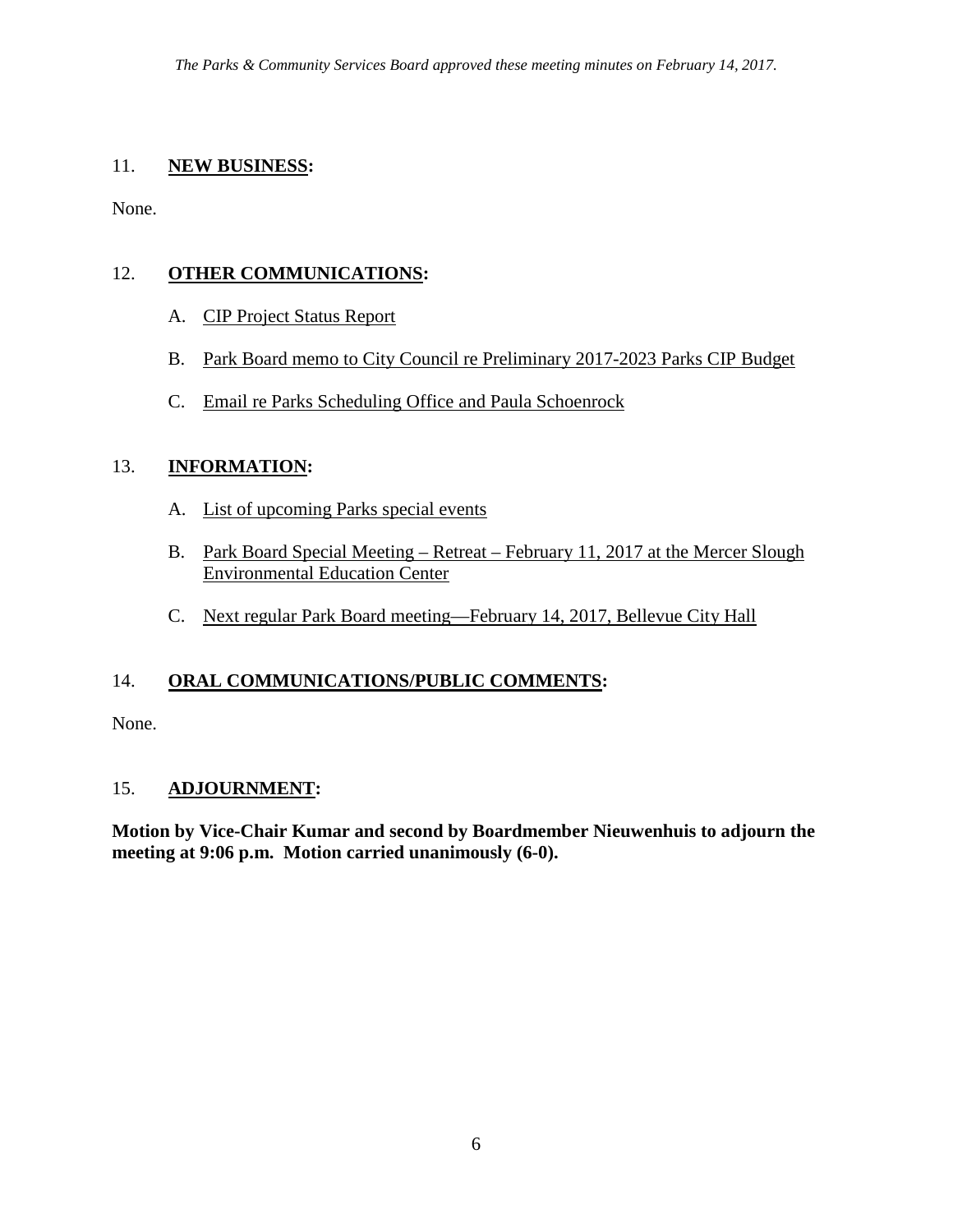*The Parks & Community Services Board approved these meeting minutes on February 14, 2017.*

## 11. **NEW BUSINESS:**

None.

## 12. **OTHER COMMUNICATIONS:**

A. CIP Project Status Report

B. Park Board memo to City Council re Preliminary 2017-2023 Parks CIP Budget

C. Email re Parks Scheduling Office and Paula Schoenrock

## 13. **INFORMATION:**

A. List of upcoming Parks special events

B. Park Board Special Meeting – Retreat – February 11, 2017 at the Mercer Slough Environmental Education Center

C. Next regular Park Board meeting—February 14, 2017, Bellevue City Hall

## 14. **ORAL COMMUNICATIONS/PUBLIC COMMENTS:**

None.

## 15. **ADJOURNMENT:**

**Motion by Vice-Chair Kumar and second by Boardmember Nieuwenhuis to adjourn the meeting at 9:06 p.m. Motion carried unanimously (6-0).**